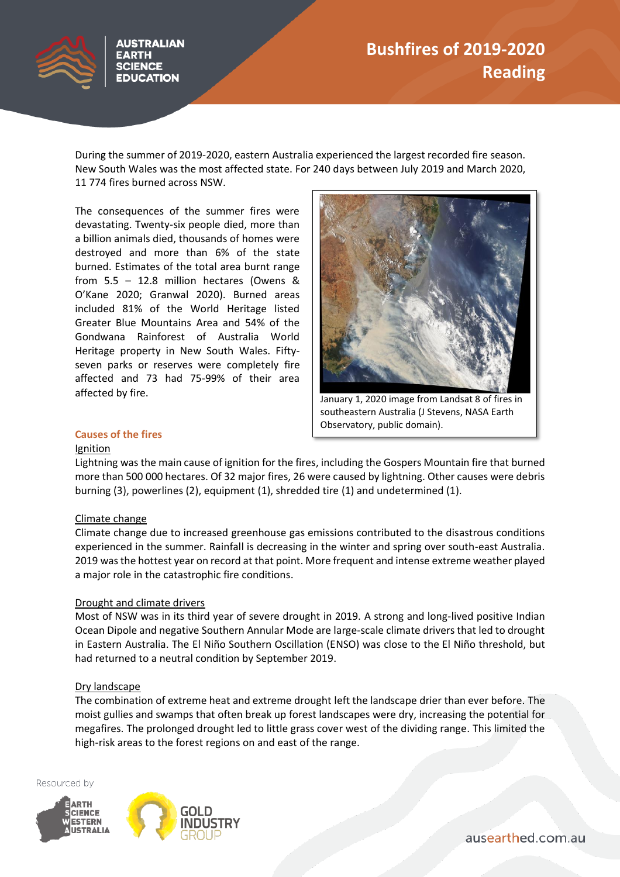# Bushfires of 2019-2020 Reading

During the summer of 2019-2020, eastern Australia experienced the largest recorded fire season. New South Wales was the most affected state. For 240 days between July 2019 and March 2020, 11 774 fires burned across NSW.

The consequences of the summer fires were devastating. Twenty-six people died, more than a billion animals died, thousands of homes were destroyed and more than 6% of the state burned. Estimates of the total area burnt range from 5.5 – 12.8 million hectares (Owens & O'Kane 2020; Granwal 2020). Burned areas included 81% of the World Heritage listed Greater Blue Mountains Area and 54% of the Gondwana Rainforest of Australia World Heritage property in New South Wales. Fifty-seven parks or reserves were completely fire affected and 73 had 75-99% of their area affected by fire.

January 1, 2020 image from Landsat 8 of fires in southeastern Australia (J Stevens, NASA Earth Observatory, public domain).

## Causes of the fires

### Ignition

Lightning was the main cause of ignition for the fires, including the Gospers Mountain fire that burned more than 500 000 hectares. Of 32 major fires, 26 were caused by lightning. Other causes were debris burning (3), powerlines (2), equipment (1), shredded tire (1) and undetermined (1).

### Climate change

Climate change due to increased greenhouse gas emissions contributed to the disastrous conditions experienced in the summer. Rainfall is decreasing in the winter and spring over south-east Australia. 2019 was the hottest year on record at that point. More frequent and intense extreme weather played a major role in the catastrophic fire conditions.

### Drought and climate drivers

Most of NSW was in its third year of severe drought in 2019. A strong and long-lived positive Indian Ocean Dipole and negative Southern Annular Mode are large-scale climate drivers that led to drought in Eastern Australia. The El Niño Southern Oscillation (ENSO) was close to the El Niño threshold, but had returned to a neutral condition by September 2019.

### Dry landscape

The combination of extreme heat and extreme drought left the landscape drier than ever before. The moist gullies and swamps that often break up forest landscapes were dry, increasing the potential for megafires. The prolonged drought led to little grass cover west of the dividing range. This limited the high-risk areas to the forest regions on and east of the range.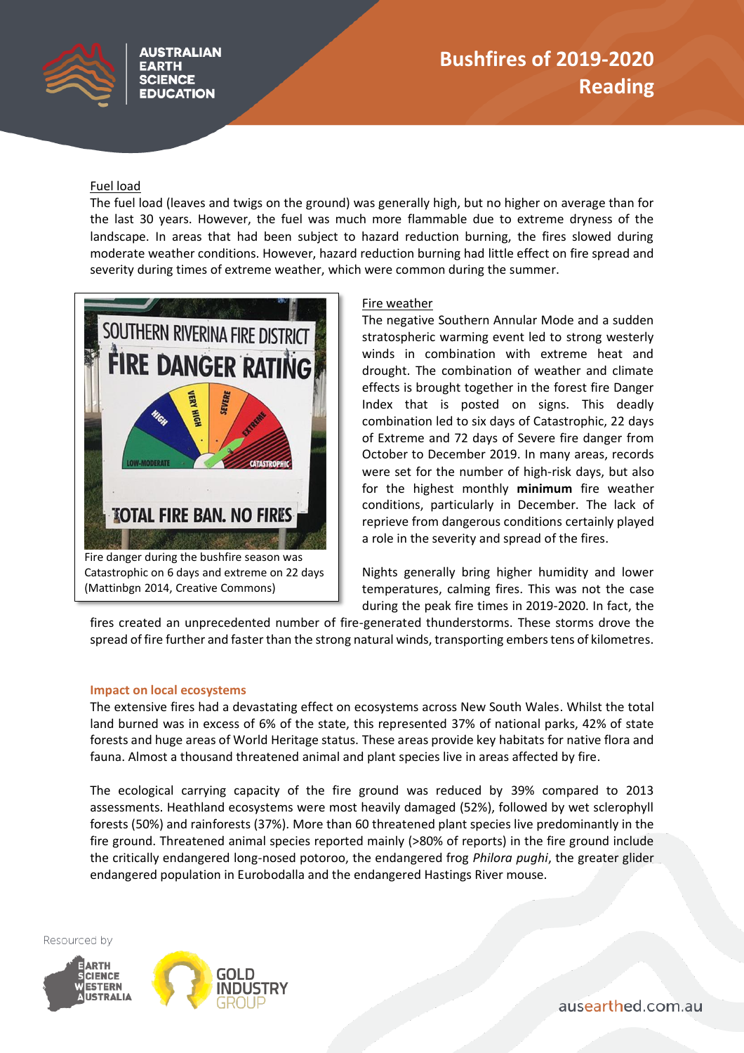### Fuel load

The fuel load (leaves and twigs on the ground) was generally high, but no higher on average than for the last 30 years. However, the fuel was much more flammable due to extreme dryness of the landscape. In areas that had been subject to hazard reduction burning, the fires slowed during moderate weather conditions. However, hazard reduction burning had little effect on fire spread and severity during times of extreme weather, which were common during the summer.

Fire danger during the bushfire season was Catastrophic on 6 days and extreme on 22 days (Mattinbgn 2014, Creative Commons)

### Fire weather

The negative Southern Annular Mode and a sudden stratospheric warming event led to strong westerly winds in combination with extreme heat and drought. The combination of weather and climate effects is brought together in the forest fire Danger Index that is posted on signs. This deadly combination led to six days of Catastrophic, 22 days of Extreme and 72 days of Severe fire danger from October to December 2019. In many areas, records were set for the number of high-risk days, but also for the highest monthly **minimum** fire weather conditions, particularly in December. The lack of reprieve from dangerous conditions certainly played a role in the severity and spread of the fires.

Nights generally bring higher humidity and lower temperatures, calming fires. This was not the case during the peak fire times in 2019-2020. In fact, the fires created an unprecedented number of fire-generated thunderstorms. These storms drove the spread of fire further and faster than the strong natural winds, transporting embers tens of kilometres.

## Impact on local ecosystems

The extensive fires had a devastating effect on ecosystems across New South Wales. Whilst the total land burned was in excess of 6% of the state, this represented 37% of national parks, 42% of state forests and huge areas of World Heritage status. These areas provide key habitats for native flora and fauna. Almost a thousand threatened animal and plant species live in areas affected by fire.

The ecological carrying capacity of the fire ground was reduced by 39% compared to 2013 assessments. Heathland ecosystems were most heavily damaged (52%), followed by wet sclerophyll forests (50%) and rainforests (37%). More than 60 threatened plant species live predominantly in the fire ground. Threatened animal species reported mainly (>80% of reports) in the fire ground include the critically endangered long-nosed potoroo, the endangered frog *Philora pughi*, the greater glider endangered population in Eurobodalla and the endangered Hastings River mouse.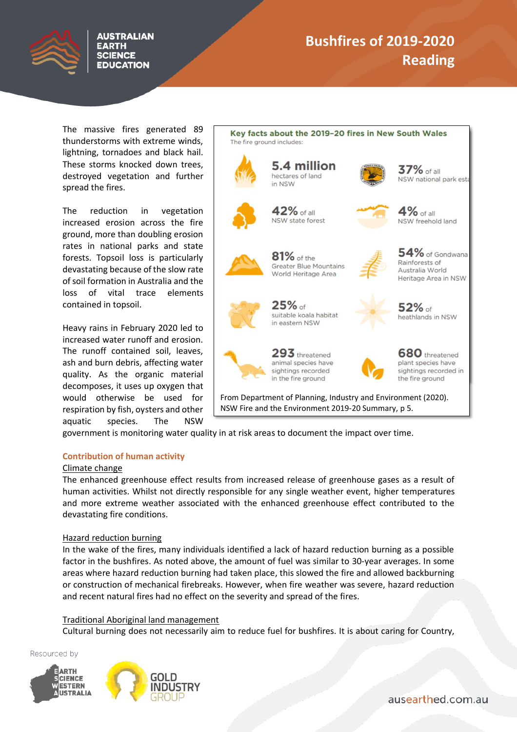The massive fires generated 89 thunderstorms with extreme winds, lightning, tornadoes and black hail. These storms knocked down trees, destroyed vegetation and further spread the fires.

The reduction in vegetation increased erosion across the fire ground, more than doubling erosion rates in national parks and state forests. Topsoil loss is particularly devastating because of the slow rate of soil formation in Australia and the loss of vital trace elements contained in topsoil.

Heavy rains in February 2020 led to increased water runoff and erosion. The runoff contained soil, leaves, ash and burn debris, affecting water quality. As the organic material decomposes, it uses up oxygen that would otherwise be used for respiration by fish, oysters and other aquatic species. The NSW government is monitoring water quality in at risk areas to document the impact over time.

**Key facts about the 2019–20 fires in New South Wales**

The fire ground includes:

- **5.4 million** hectares of land in NSW
- **37%** of all NSW national park esta
- **42%** of all NSW state forest
- **4%** of all NSW freehold land
- **81%** of the Greater Blue Mountains World Heritage Area
- **54%** of Gondwana Rainforests of Australia World Heritage Area in NSW
- **25%** of suitable koala habitat in eastern NSW
- **52%** of heathlands in NSW
- **293** threatened animal species have sightings recorded in the fire ground
- **680** threatened plant species have sightings recorded in the fire ground

From Department of Planning, Industry and Environment (2020). NSW Fire and the Environment 2019-20 Summary, p 5.

## Contribution of human activity

### Climate change

The enhanced greenhouse effect results from increased release of greenhouse gases as a result of human activities. Whilst not directly responsible for any single weather event, higher temperatures and more extreme weather associated with the enhanced greenhouse effect contributed to the devastating fire conditions.

### Hazard reduction burning

In the wake of the fires, many individuals identified a lack of hazard reduction burning as a possible factor in the bushfires. As noted above, the amount of fuel was similar to 30-year averages. In some areas where hazard reduction burning had taken place, this slowed the fire and allowed backburning or construction of mechanical firebreaks. However, when fire weather was severe, hazard reduction and recent natural fires had no effect on the severity and spread of the fires.

### Traditional Aboriginal land management

Cultural burning does not necessarily aim to reduce fuel for bushfires. It is about caring for Country,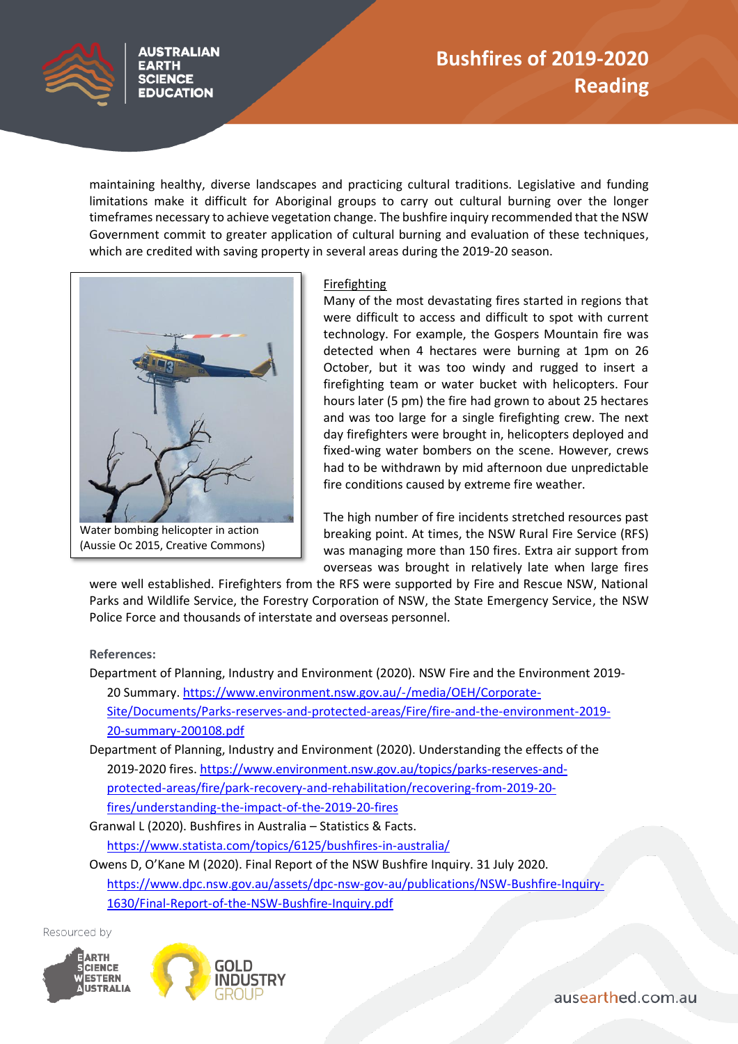maintaining healthy, diverse landscapes and practicing cultural traditions. Legislative and funding limitations make it difficult for Aboriginal groups to carry out cultural burning over the longer timeframes necessary to achieve vegetation change. The bushfire inquiry recommended that the NSW Government commit to greater application of cultural burning and evaluation of these techniques, which are credited with saving property in several areas during the 2019-20 season.

Water bombing helicopter in action (Aussie Oc 2015, Creative Commons)

### Firefighting

Many of the most devastating fires started in regions that were difficult to access and difficult to spot with current technology. For example, the Gospers Mountain fire was detected when 4 hectares were burning at 1pm on 26 October, but it was too windy and rugged to insert a firefighting team or water bucket with helicopters. Four hours later (5 pm) the fire had grown to about 25 hectares and was too large for a single firefighting crew. The next day firefighters were brought in, helicopters deployed and fixed-wing water bombers on the scene. However, crews had to be withdrawn by mid afternoon due unpredictable fire conditions caused by extreme fire weather.

The high number of fire incidents stretched resources past breaking point. At times, the NSW Rural Fire Service (RFS) was managing more than 150 fires. Extra air support from overseas was brought in relatively late when large fires were well established. Firefighters from the RFS were supported by Fire and Rescue NSW, National Parks and Wildlife Service, the Forestry Corporation of NSW, the State Emergency Service, the NSW Police Force and thousands of interstate and overseas personnel.

**References:**

Department of Planning, Industry and Environment (2020). NSW Fire and the Environment 2019-20 Summary. https://www.environment.nsw.gov.au/-/media/OEH/Corporate-Site/Documents/Parks-reserves-and-protected-areas/Fire/fire-and-the-environment-2019-20-summary-200108.pdf

Department of Planning, Industry and Environment (2020). Understanding the effects of the 2019-2020 fires. https://www.environment.nsw.gov.au/topics/parks-reserves-and-protected-areas/fire/park-recovery-and-rehabilitation/recovering-from-2019-20-fires/understanding-the-impact-of-the-2019-20-fires

Granwal L (2020). Bushfires in Australia – Statistics & Facts. https://www.statista.com/topics/6125/bushfires-in-australia/

Owens D, O'Kane M (2020). Final Report of the NSW Bushfire Inquiry. 31 July 2020. https://www.dpc.nsw.gov.au/assets/dpc-nsw-gov-au/publications/NSW-Bushfire-Inquiry-1630/Final-Report-of-the-NSW-Bushfire-Inquiry.pdf